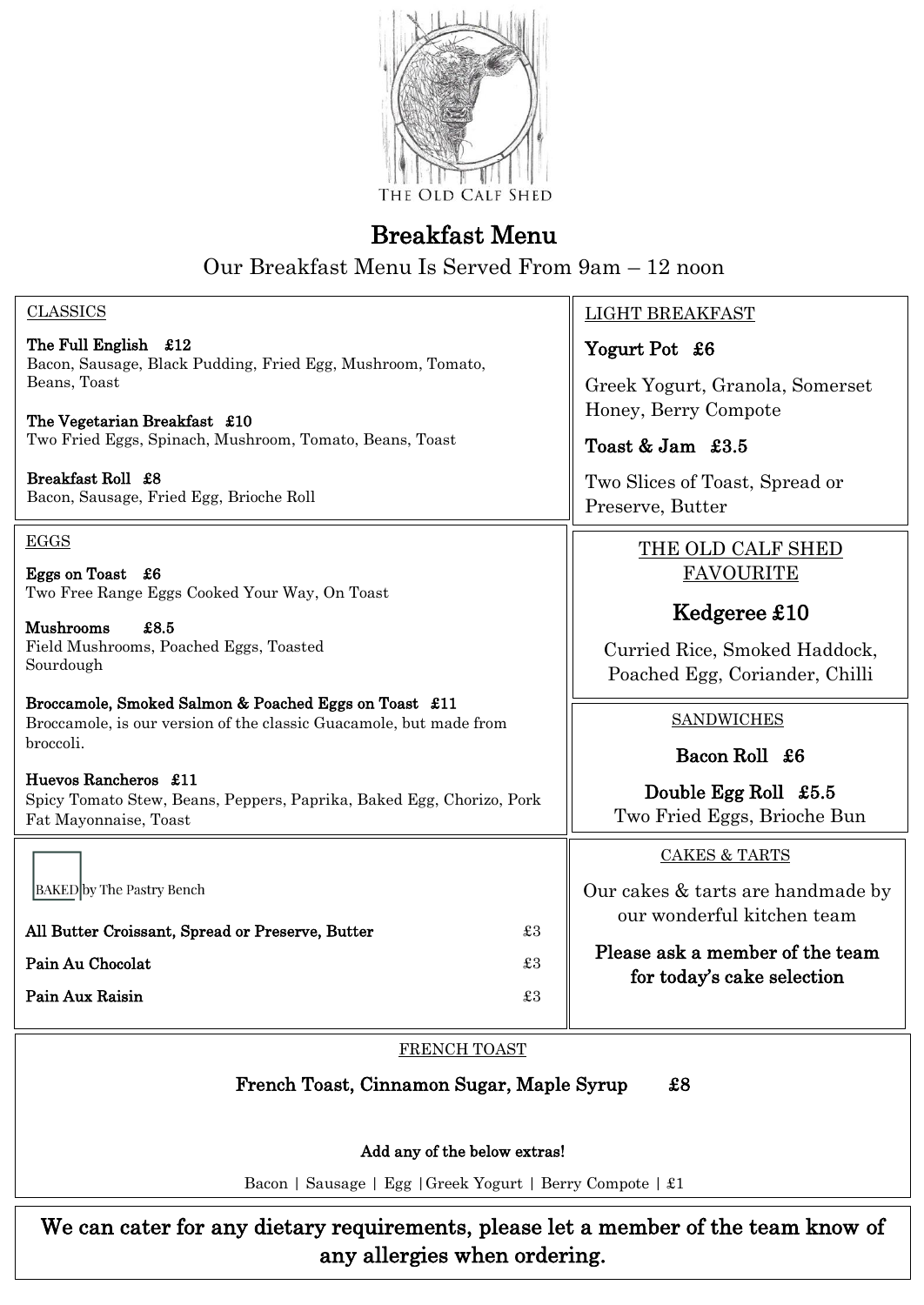THE OLD CALF SHED

# Breakfast Menu

Our Breakfast Menu Is Served From 9am – 12 noon

## CLASSICS

**The Full English £12**
Bacon, Sausage, Black Pudding, Fried Egg, Mushroom, Tomato, Beans, Toast

**The Vegetarian Breakfast £10**
Two Fried Eggs, Spinach, Mushroom, Tomato, Beans, Toast

**Breakfast Roll £8**
Bacon, Sausage, Fried Egg, Brioche Roll

## LIGHT BREAKFAST

**Yogurt Pot £6**
Greek Yogurt, Granola, Somerset Honey, Berry Compote

**Toast & Jam £3.5**
Two Slices of Toast, Spread or Preserve, Butter

## EGGS

**Eggs on Toast £6**
Two Free Range Eggs Cooked Your Way, On Toast

**Mushrooms £8.5**
Field Mushrooms, Poached Eggs, Toasted Sourdough

**Broccamole, Smoked Salmon & Poached Eggs on Toast £11**
Broccamole, is our version of the classic Guacamole, but made from broccoli.

**Huevos Rancheros £11**
Spicy Tomato Stew, Beans, Peppers, Paprika, Baked Egg, Chorizo, Pork Fat Mayonnaise, Toast

## THE OLD CALF SHED FAVOURITE

**Kedgeree £10**
Curried Rice, Smoked Haddock, Poached Egg, Coriander, Chilli

## SANDWICHES

**Bacon Roll £6**

**Double Egg Roll £5.5**
Two Fried Eggs, Brioche Bun

## BAKED by The Pastry Bench

| | |
|---|---|
| **All Butter Croissant, Spread or Preserve, Butter** | £3 |
| **Pain Au Chocolat** | £3 |
| **Pain Aux Raisin** | £3 |

## CAKES & TARTS

Our cakes & tarts are handmade by our wonderful kitchen team

**Please ask a member of the team for today's cake selection**

## FRENCH TOAST

**French Toast, Cinnamon Sugar, Maple Syrup £8**

**Add any of the below extras!**

Bacon | Sausage | Egg | Greek Yogurt | Berry Compote | £1

**We can cater for any dietary requirements, please let a member of the team know of any allergies when ordering.**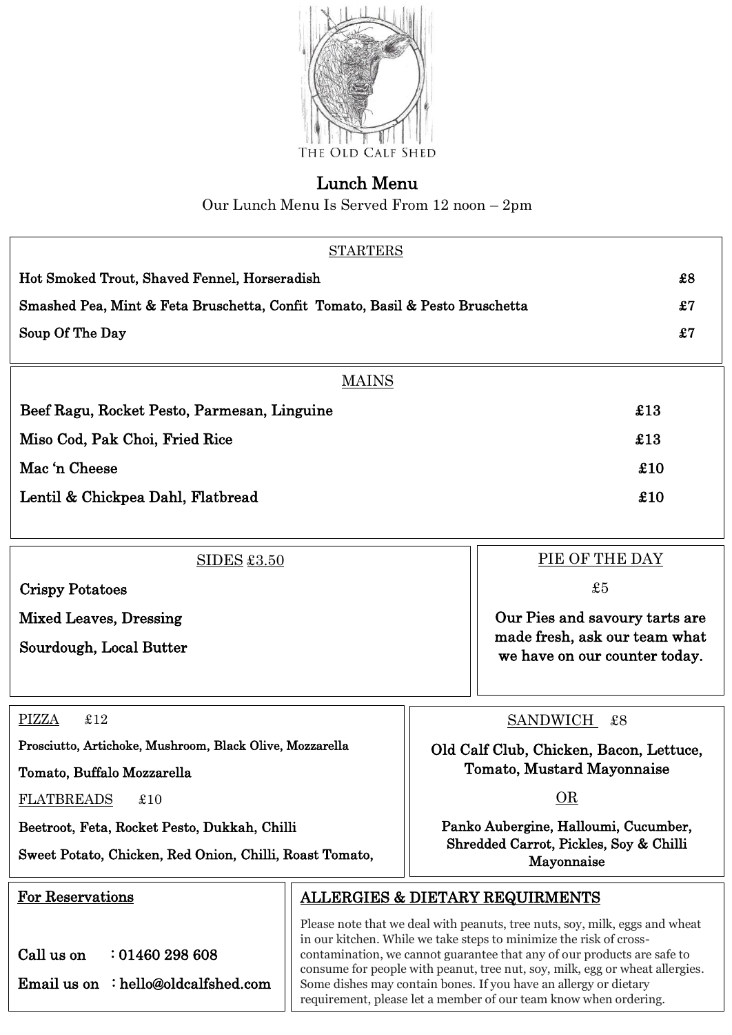THE OLD CALF SHED

# Lunch Menu

Our Lunch Menu Is Served From 12 noon – 2pm

## STARTERS

**Hot Smoked Trout, Shaved Fennel, Horseradish** **£8**

**Smashed Pea, Mint & Feta Bruschetta, Confit Tomato, Basil & Pesto Bruschetta** **£7**

**Soup Of The Day** **£7**

## MAINS

**Beef Ragu, Rocket Pesto, Parmesan, Linguine** **£13**

**Miso Cod, Pak Choi, Fried Rice** **£13**

**Mac 'n Cheese** **£10**

**Lentil & Chickpea Dahl, Flatbread** **£10**

## SIDES £3.50

**Crispy Potatoes**

**Mixed Leaves, Dressing**

**Sourdough, Local Butter**

## PIE OF THE DAY

£5

**Our Pies and savoury tarts are made fresh, ask our team what we have on our counter today.**

## PIZZA £12

**Prosciutto, Artichoke, Mushroom, Black Olive, Mozzarella**

**Tomato, Buffalo Mozzarella**

## FLATBREADS £10

**Beetroot, Feta, Rocket Pesto, Dukkah, Chilli**

**Sweet Potato, Chicken, Red Onion, Chilli, Roast Tomato,**

## SANDWICH £8

**Old Calf Club, Chicken, Bacon, Lettuce, Tomato, Mustard Mayonnaise**

OR

**Panko Aubergine, Halloumi, Cucumber, Shredded Carrot, Pickles, Soy & Chilli Mayonnaise**

## For Reservations

**Call us on : 01460 298 608**

**Email us on : hello@oldcalfshed.com**

## ALLERGIES & DIETARY REQUIRMENTS

Please note that we deal with peanuts, tree nuts, soy, milk, eggs and wheat in our kitchen. While we take steps to minimize the risk of cross-contamination, we cannot guarantee that any of our products are safe to consume for people with peanut, tree nut, soy, milk, egg or wheat allergies. Some dishes may contain bones. If you have an allergy or dietary requirement, please let a member of our team know when ordering.